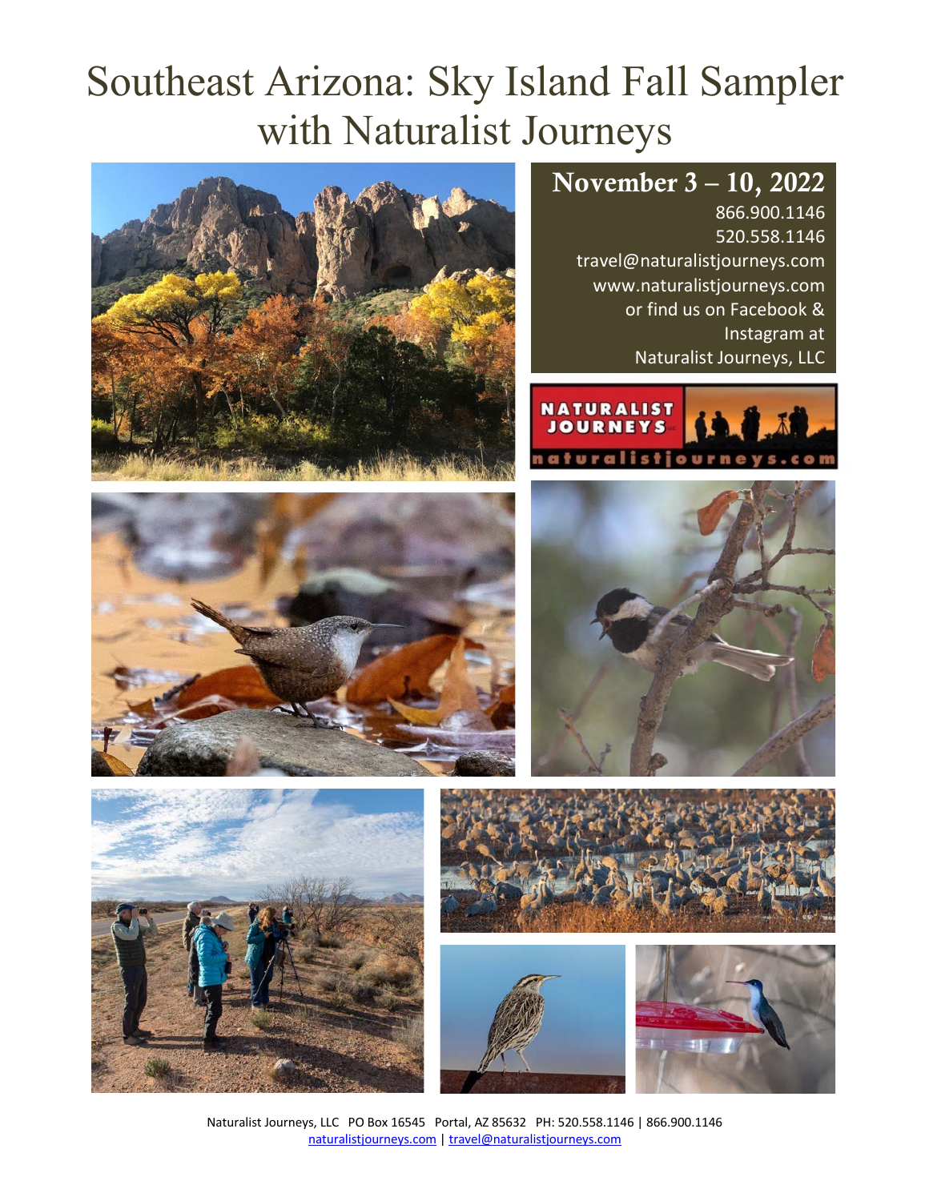# Southeast Arizona: Sky Island Fall Sampler with Naturalist Journeys

## November 3 – 10, 2022

866.900.1146
520.558.1146
travel@naturalistjourneys.com
www.naturalistjourneys.com
or find us on Facebook & Instagram at
Naturalist Journeys, LLC

Naturalist Journeys, LLC PO Box 16545 Portal, AZ 85632 PH: 520.558.1146 | 866.900.1146
naturalistjourneys.com | travel@naturalistjourneys.com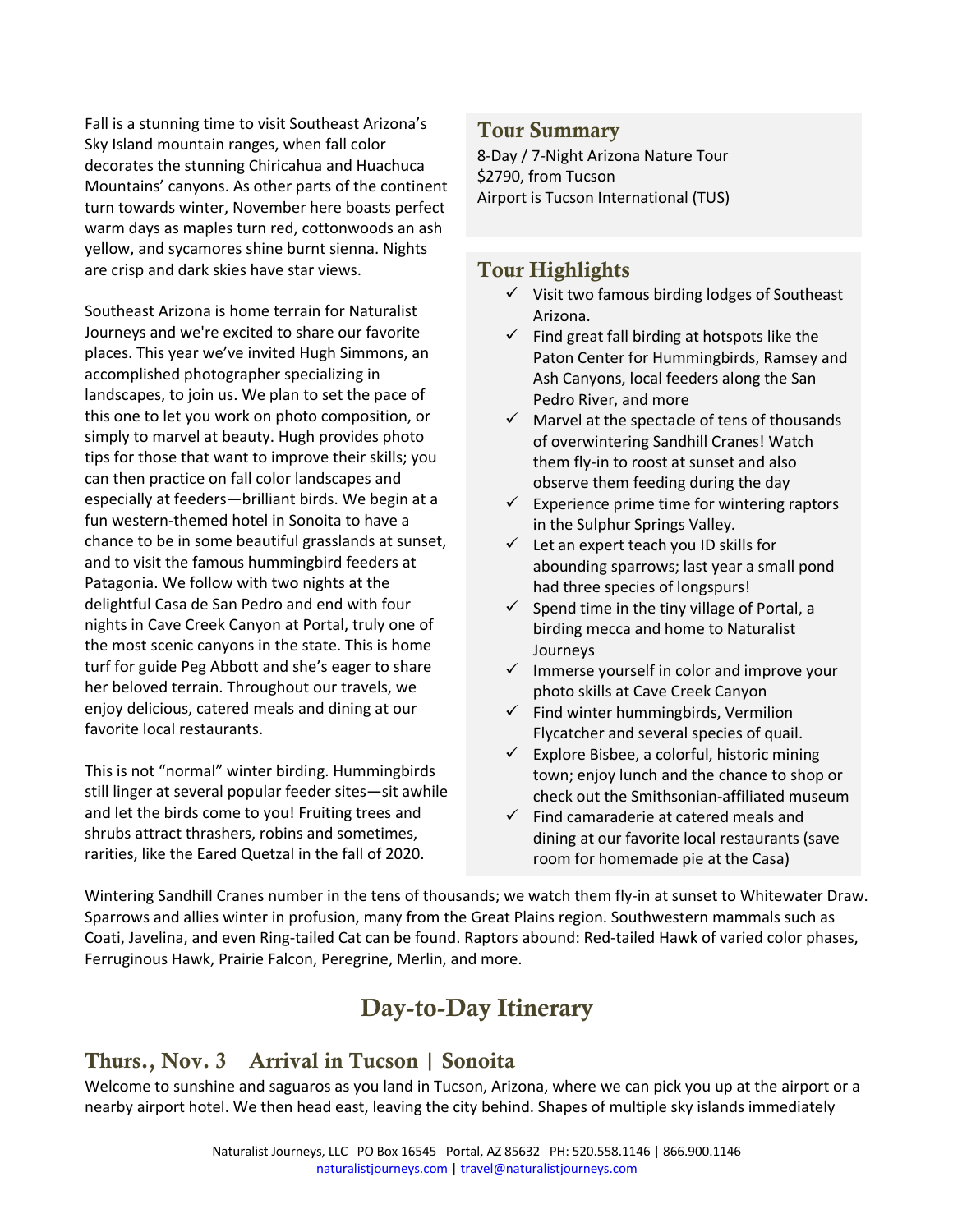Fall is a stunning time to visit Southeast Arizona's Sky Island mountain ranges, when fall color decorates the stunning Chiricahua and Huachuca Mountains' canyons. As other parts of the continent turn towards winter, November here boasts perfect warm days as maples turn red, cottonwoods an ash yellow, and sycamores shine burnt sienna. Nights are crisp and dark skies have star views.

Southeast Arizona is home terrain for Naturalist Journeys and we're excited to share our favorite places. This year we've invited Hugh Simmons, an accomplished photographer specializing in landscapes, to join us. We plan to set the pace of this one to let you work on photo composition, or simply to marvel at beauty. Hugh provides photo tips for those that want to improve their skills; you can then practice on fall color landscapes and especially at feeders—brilliant birds. We begin at a fun western-themed hotel in Sonoita to have a chance to be in some beautiful grasslands at sunset, and to visit the famous hummingbird feeders at Patagonia. We follow with two nights at the delightful Casa de San Pedro and end with four nights in Cave Creek Canyon at Portal, truly one of the most scenic canyons in the state. This is home turf for guide Peg Abbott and she's eager to share her beloved terrain. Throughout our travels, we enjoy delicious, catered meals and dining at our favorite local restaurants.

This is not "normal" winter birding. Hummingbirds still linger at several popular feeder sites—sit awhile and let the birds come to you! Fruiting trees and shrubs attract thrashers, robins and sometimes, rarities, like the Eared Quetzal in the fall of 2020.

## Tour Summary

8-Day / 7-Night Arizona Nature Tour
$2790, from Tucson
Airport is Tucson International (TUS)

## Tour Highlights

- ✓ Visit two famous birding lodges of Southeast Arizona.
- ✓ Find great fall birding at hotspots like the Paton Center for Hummingbirds, Ramsey and Ash Canyons, local feeders along the San Pedro River, and more
- ✓ Marvel at the spectacle of tens of thousands of overwintering Sandhill Cranes! Watch them fly-in to roost at sunset and also observe them feeding during the day
- ✓ Experience prime time for wintering raptors in the Sulphur Springs Valley.
- ✓ Let an expert teach you ID skills for abounding sparrows; last year a small pond had three species of longspurs!
- ✓ Spend time in the tiny village of Portal, a birding mecca and home to Naturalist Journeys
- ✓ Immerse yourself in color and improve your photo skills at Cave Creek Canyon
- ✓ Find winter hummingbirds, Vermilion Flycatcher and several species of quail.
- ✓ Explore Bisbee, a colorful, historic mining town; enjoy lunch and the chance to shop or check out the Smithsonian-affiliated museum
- ✓ Find camaraderie at catered meals and dining at our favorite local restaurants (save room for homemade pie at the Casa)

Wintering Sandhill Cranes number in the tens of thousands; we watch them fly-in at sunset to Whitewater Draw. Sparrows and allies winter in profusion, many from the Great Plains region. Southwestern mammals such as Coati, Javelina, and even Ring-tailed Cat can be found. Raptors abound: Red-tailed Hawk of varied color phases, Ferruginous Hawk, Prairie Falcon, Peregrine, Merlin, and more.

# Day-to-Day Itinerary

## Thurs., Nov. 3 Arrival in Tucson | Sonoita

Welcome to sunshine and saguaros as you land in Tucson, Arizona, where we can pick you up at the airport or a nearby airport hotel. We then head east, leaving the city behind. Shapes of multiple sky islands immediately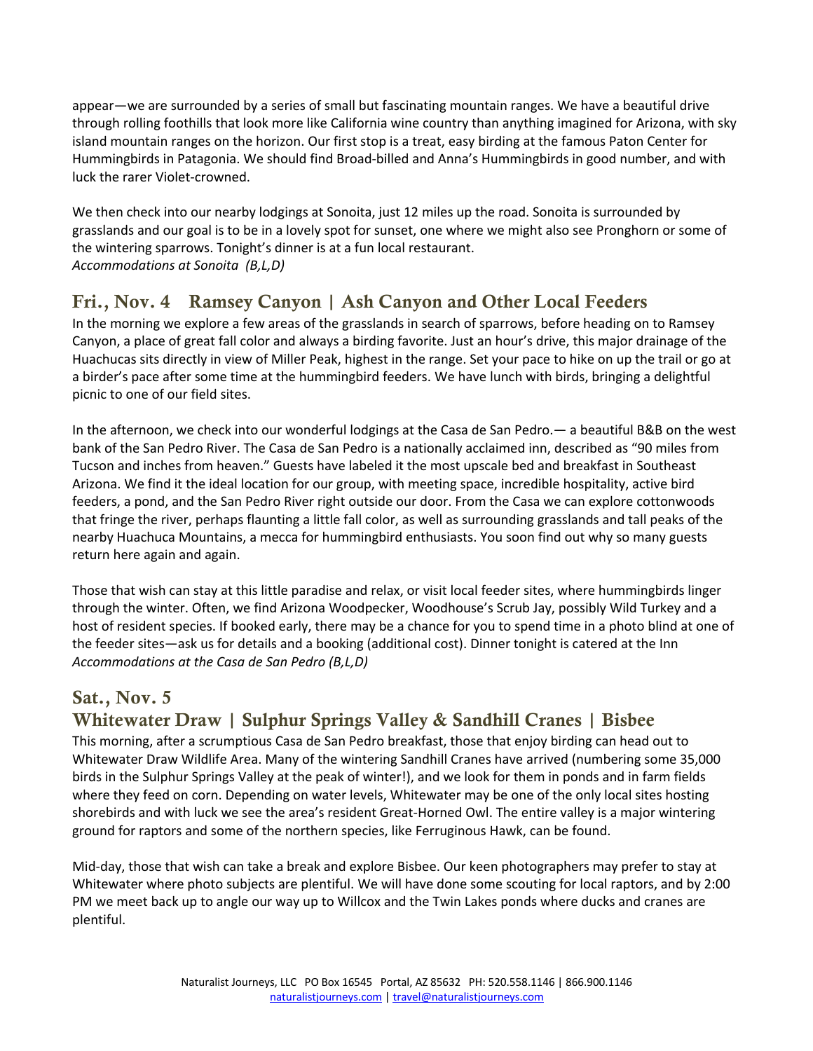appear—we are surrounded by a series of small but fascinating mountain ranges. We have a beautiful drive through rolling foothills that look more like California wine country than anything imagined for Arizona, with sky island mountain ranges on the horizon. Our first stop is a treat, easy birding at the famous Paton Center for Hummingbirds in Patagonia. We should find Broad-billed and Anna's Hummingbirds in good number, and with luck the rarer Violet-crowned.

We then check into our nearby lodgings at Sonoita, just 12 miles up the road. Sonoita is surrounded by grasslands and our goal is to be in a lovely spot for sunset, one where we might also see Pronghorn or some of the wintering sparrows. Tonight's dinner is at a fun local restaurant.
*Accommodations at Sonoita (B,L,D)*

## Fri., Nov. 4 Ramsey Canyon | Ash Canyon and Other Local Feeders

In the morning we explore a few areas of the grasslands in search of sparrows, before heading on to Ramsey Canyon, a place of great fall color and always a birding favorite. Just an hour's drive, this major drainage of the Huachucas sits directly in view of Miller Peak, highest in the range. Set your pace to hike on up the trail or go at a birder's pace after some time at the hummingbird feeders. We have lunch with birds, bringing a delightful picnic to one of our field sites.

In the afternoon, we check into our wonderful lodgings at the Casa de San Pedro.— a beautiful B&B on the west bank of the San Pedro River. The Casa de San Pedro is a nationally acclaimed inn, described as "90 miles from Tucson and inches from heaven." Guests have labeled it the most upscale bed and breakfast in Southeast Arizona. We find it the ideal location for our group, with meeting space, incredible hospitality, active bird feeders, a pond, and the San Pedro River right outside our door. From the Casa we can explore cottonwoods that fringe the river, perhaps flaunting a little fall color, as well as surrounding grasslands and tall peaks of the nearby Huachuca Mountains, a mecca for hummingbird enthusiasts. You soon find out why so many guests return here again and again.

Those that wish can stay at this little paradise and relax, or visit local feeder sites, where hummingbirds linger through the winter. Often, we find Arizona Woodpecker, Woodhouse's Scrub Jay, possibly Wild Turkey and a host of resident species. If booked early, there may be a chance for you to spend time in a photo blind at one of the feeder sites—ask us for details and a booking (additional cost). Dinner tonight is catered at the Inn
*Accommodations at the Casa de San Pedro (B,L,D)*

## Sat., Nov. 5
## Whitewater Draw | Sulphur Springs Valley & Sandhill Cranes | Bisbee

This morning, after a scrumptious Casa de San Pedro breakfast, those that enjoy birding can head out to Whitewater Draw Wildlife Area. Many of the wintering Sandhill Cranes have arrived (numbering some 35,000 birds in the Sulphur Springs Valley at the peak of winter!), and we look for them in ponds and in farm fields where they feed on corn. Depending on water levels, Whitewater may be one of the only local sites hosting shorebirds and with luck we see the area's resident Great-Horned Owl. The entire valley is a major wintering ground for raptors and some of the northern species, like Ferruginous Hawk, can be found.

Mid-day, those that wish can take a break and explore Bisbee. Our keen photographers may prefer to stay at Whitewater where photo subjects are plentiful. We will have done some scouting for local raptors, and by 2:00 PM we meet back up to angle our way up to Willcox and the Twin Lakes ponds where ducks and cranes are plentiful.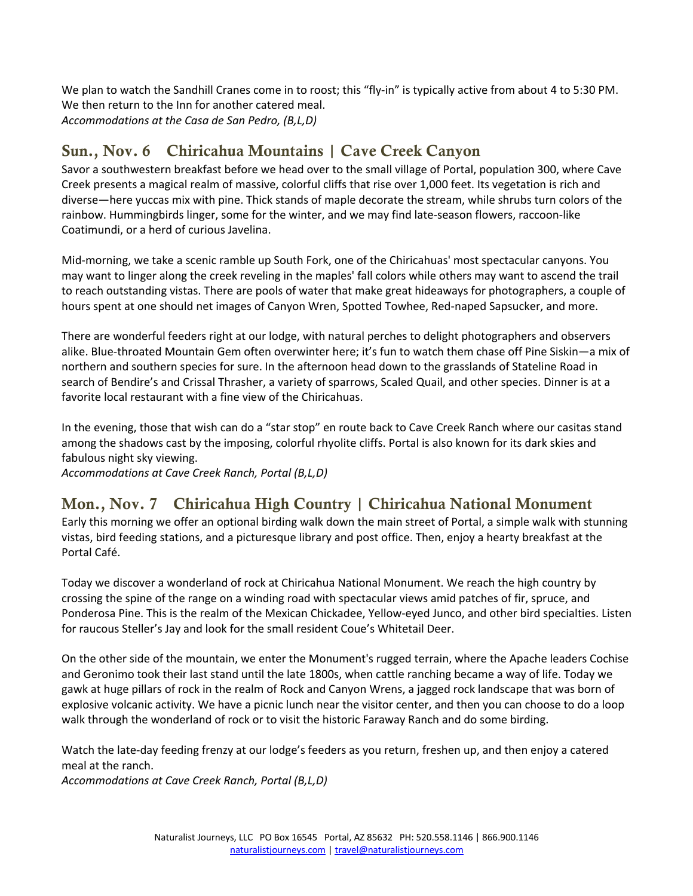We plan to watch the Sandhill Cranes come in to roost; this "fly-in" is typically active from about 4 to 5:30 PM. We then return to the Inn for another catered meal.
*Accommodations at the Casa de San Pedro, (B,L,D)*

## Sun., Nov. 6 Chiricahua Mountains | Cave Creek Canyon

Savor a southwestern breakfast before we head over to the small village of Portal, population 300, where Cave Creek presents a magical realm of massive, colorful cliffs that rise over 1,000 feet. Its vegetation is rich and diverse—here yuccas mix with pine. Thick stands of maple decorate the stream, while shrubs turn colors of the rainbow. Hummingbirds linger, some for the winter, and we may find late-season flowers, raccoon-like Coatimundi, or a herd of curious Javelina.

Mid-morning, we take a scenic ramble up South Fork, one of the Chiricahuas' most spectacular canyons. You may want to linger along the creek reveling in the maples' fall colors while others may want to ascend the trail to reach outstanding vistas. There are pools of water that make great hideaways for photographers, a couple of hours spent at one should net images of Canyon Wren, Spotted Towhee, Red-naped Sapsucker, and more.

There are wonderful feeders right at our lodge, with natural perches to delight photographers and observers alike. Blue-throated Mountain Gem often overwinter here; it's fun to watch them chase off Pine Siskin—a mix of northern and southern species for sure. In the afternoon head down to the grasslands of Stateline Road in search of Bendire's and Crissal Thrasher, a variety of sparrows, Scaled Quail, and other species. Dinner is at a favorite local restaurant with a fine view of the Chiricahuas.

In the evening, those that wish can do a "star stop" en route back to Cave Creek Ranch where our casitas stand among the shadows cast by the imposing, colorful rhyolite cliffs. Portal is also known for its dark skies and fabulous night sky viewing.
*Accommodations at Cave Creek Ranch, Portal (B,L,D)*

## Mon., Nov. 7 Chiricahua High Country | Chiricahua National Monument

Early this morning we offer an optional birding walk down the main street of Portal, a simple walk with stunning vistas, bird feeding stations, and a picturesque library and post office. Then, enjoy a hearty breakfast at the Portal Café.

Today we discover a wonderland of rock at Chiricahua National Monument. We reach the high country by crossing the spine of the range on a winding road with spectacular views amid patches of fir, spruce, and Ponderosa Pine. This is the realm of the Mexican Chickadee, Yellow-eyed Junco, and other bird specialties. Listen for raucous Steller's Jay and look for the small resident Coue's Whitetail Deer.

On the other side of the mountain, we enter the Monument's rugged terrain, where the Apache leaders Cochise and Geronimo took their last stand until the late 1800s, when cattle ranching became a way of life. Today we gawk at huge pillars of rock in the realm of Rock and Canyon Wrens, a jagged rock landscape that was born of explosive volcanic activity. We have a picnic lunch near the visitor center, and then you can choose to do a loop walk through the wonderland of rock or to visit the historic Faraway Ranch and do some birding.

Watch the late-day feeding frenzy at our lodge's feeders as you return, freshen up, and then enjoy a catered meal at the ranch.
*Accommodations at Cave Creek Ranch, Portal (B,L,D)*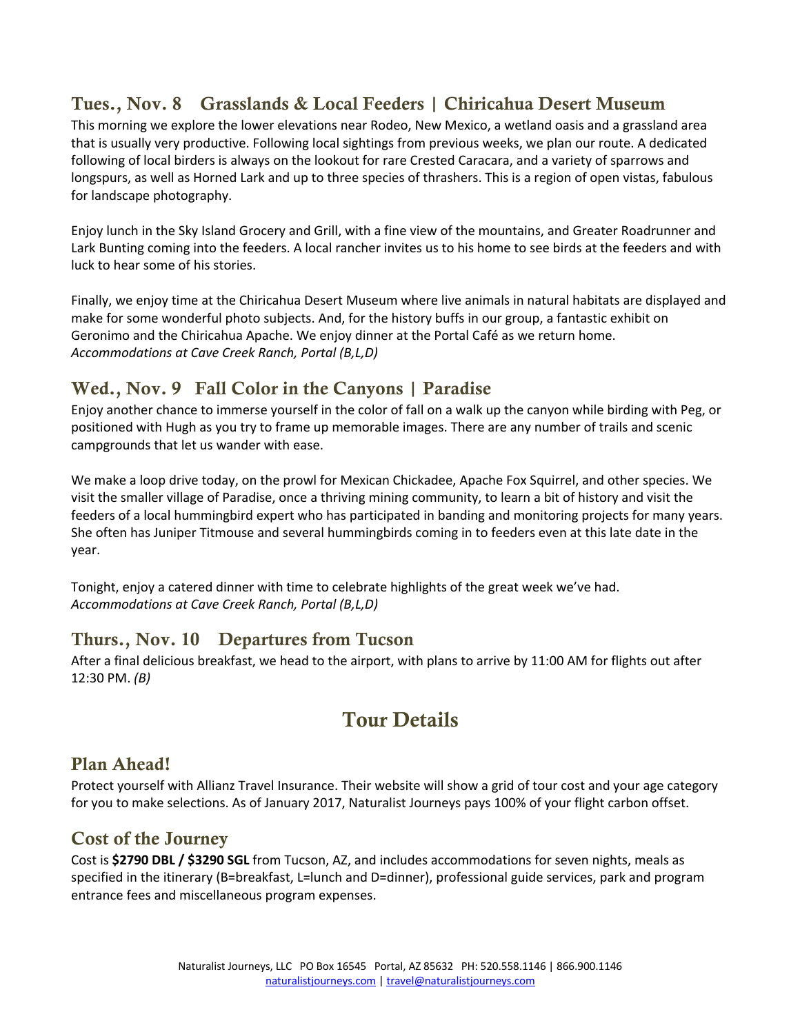## Tues., Nov. 8 Grasslands & Local Feeders | Chiricahua Desert Museum

This morning we explore the lower elevations near Rodeo, New Mexico, a wetland oasis and a grassland area that is usually very productive. Following local sightings from previous weeks, we plan our route. A dedicated following of local birders is always on the lookout for rare Crested Caracara, and a variety of sparrows and longspurs, as well as Horned Lark and up to three species of thrashers. This is a region of open vistas, fabulous for landscape photography.

Enjoy lunch in the Sky Island Grocery and Grill, with a fine view of the mountains, and Greater Roadrunner and Lark Bunting coming into the feeders. A local rancher invites us to his home to see birds at the feeders and with luck to hear some of his stories.

Finally, we enjoy time at the Chiricahua Desert Museum where live animals in natural habitats are displayed and make for some wonderful photo subjects. And, for the history buffs in our group, a fantastic exhibit on Geronimo and the Chiricahua Apache. We enjoy dinner at the Portal Café as we return home.
*Accommodations at Cave Creek Ranch, Portal (B,L,D)*

## Wed., Nov. 9 Fall Color in the Canyons | Paradise

Enjoy another chance to immerse yourself in the color of fall on a walk up the canyon while birding with Peg, or positioned with Hugh as you try to frame up memorable images. There are any number of trails and scenic campgrounds that let us wander with ease.

We make a loop drive today, on the prowl for Mexican Chickadee, Apache Fox Squirrel, and other species. We visit the smaller village of Paradise, once a thriving mining community, to learn a bit of history and visit the feeders of a local hummingbird expert who has participated in banding and monitoring projects for many years. She often has Juniper Titmouse and several hummingbirds coming in to feeders even at this late date in the year.

Tonight, enjoy a catered dinner with time to celebrate highlights of the great week we've had.
*Accommodations at Cave Creek Ranch, Portal (B,L,D)*

## Thurs., Nov. 10 Departures from Tucson

After a final delicious breakfast, we head to the airport, with plans to arrive by 11:00 AM for flights out after 12:30 PM. *(B)*

# Tour Details

## Plan Ahead!

Protect yourself with Allianz Travel Insurance. Their website will show a grid of tour cost and your age category for you to make selections. As of January 2017, Naturalist Journeys pays 100% of your flight carbon offset.

## Cost of the Journey

Cost is **$2790 DBL / $3290 SGL** from Tucson, AZ, and includes accommodations for seven nights, meals as specified in the itinerary (B=breakfast, L=lunch and D=dinner), professional guide services, park and program entrance fees and miscellaneous program expenses.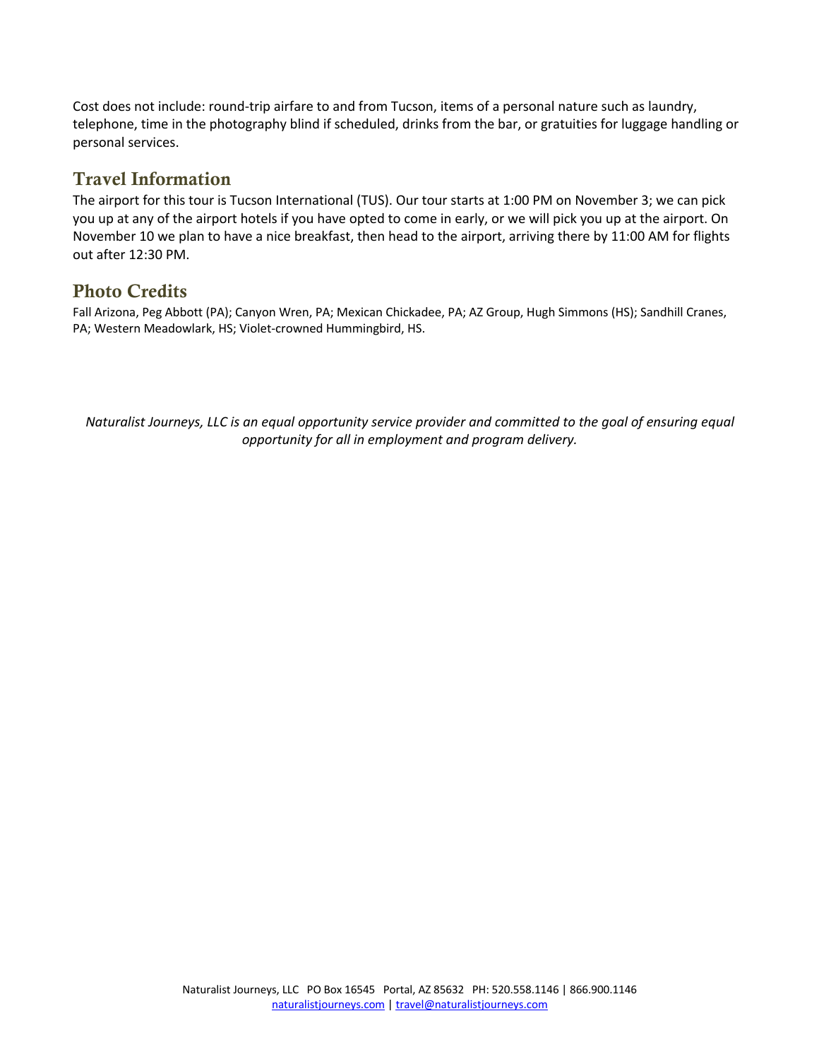Cost does not include: round-trip airfare to and from Tucson, items of a personal nature such as laundry, telephone, time in the photography blind if scheduled, drinks from the bar, or gratuities for luggage handling or personal services.

## Travel Information

The airport for this tour is Tucson International (TUS). Our tour starts at 1:00 PM on November 3; we can pick you up at any of the airport hotels if you have opted to come in early, or we will pick you up at the airport. On November 10 we plan to have a nice breakfast, then head to the airport, arriving there by 11:00 AM for flights out after 12:30 PM.

## Photo Credits

Fall Arizona, Peg Abbott (PA); Canyon Wren, PA; Mexican Chickadee, PA; AZ Group, Hugh Simmons (HS); Sandhill Cranes, PA; Western Meadowlark, HS; Violet-crowned Hummingbird, HS.

*Naturalist Journeys, LLC is an equal opportunity service provider and committed to the goal of ensuring equal opportunity for all in employment and program delivery.*